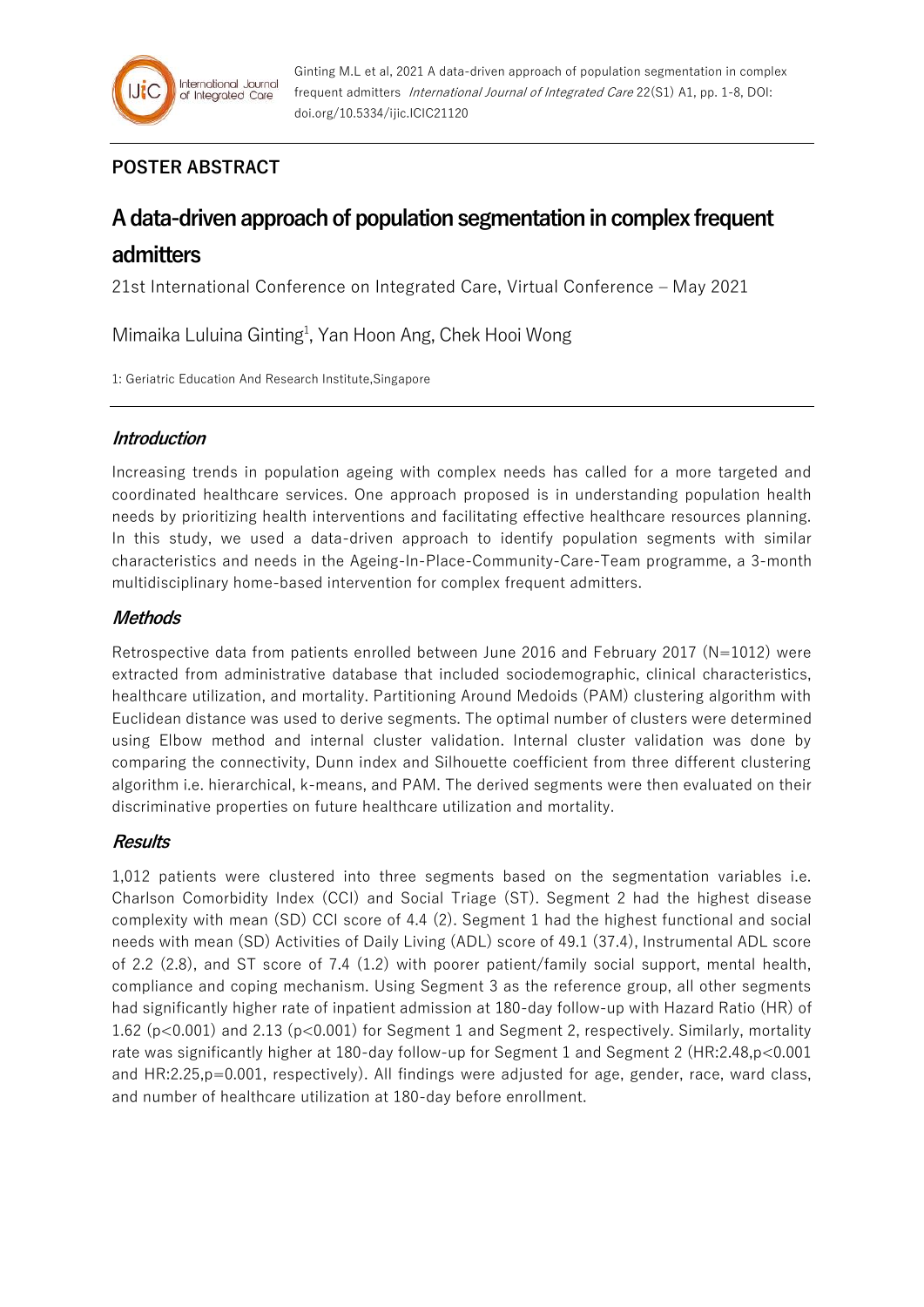Ginting M.L et al, 2021 A data-driven approach of population segmentation in complex frequent admitters *International Journal of Integrated Care* 22(S1) A1, pp. 1-8, DOI: doi.org/10.5334/ijic.ICIC21120

## POSTER ABSTRACT

# A data-driven approach of population segmentation in complex frequent admitters

21st International Conference on Integrated Care, Virtual Conference – May 2021

Mimaika Luluina Ginting[1], Yan Hoon Ang, Chek Hooi Wong

1: Geriatric Education And Research Institute,Singapore

### *Introduction*

Increasing trends in population ageing with complex needs has called for a more targeted and coordinated healthcare services. One approach proposed is in understanding population health needs by prioritizing health interventions and facilitating effective healthcare resources planning. In this study, we used a data-driven approach to identify population segments with similar characteristics and needs in the Ageing-In-Place-Community-Care-Team programme, a 3-month multidisciplinary home-based intervention for complex frequent admitters.

### *Methods*

Retrospective data from patients enrolled between June 2016 and February 2017 (N=1012) were extracted from administrative database that included sociodemographic, clinical characteristics, healthcare utilization, and mortality. Partitioning Around Medoids (PAM) clustering algorithm with Euclidean distance was used to derive segments. The optimal number of clusters were determined using Elbow method and internal cluster validation. Internal cluster validation was done by comparing the connectivity, Dunn index and Silhouette coefficient from three different clustering algorithm i.e. hierarchical, k-means, and PAM. The derived segments were then evaluated on their discriminative properties on future healthcare utilization and mortality.

### *Results*

1,012 patients were clustered into three segments based on the segmentation variables i.e. Charlson Comorbidity Index (CCI) and Social Triage (ST). Segment 2 had the highest disease complexity with mean (SD) CCI score of 4.4 (2). Segment 1 had the highest functional and social needs with mean (SD) Activities of Daily Living (ADL) score of 49.1 (37.4), Instrumental ADL score of 2.2 (2.8), and ST score of 7.4 (1.2) with poorer patient/family social support, mental health, compliance and coping mechanism. Using Segment 3 as the reference group, all other segments had significantly higher rate of inpatient admission at 180-day follow-up with Hazard Ratio (HR) of 1.62 ($p<0.001$) and 2.13 ($p<0.001$) for Segment 1 and Segment 2, respectively. Similarly, mortality rate was significantly higher at 180-day follow-up for Segment 1 and Segment 2 (HR:2.48,$p<0.001$ and HR:2.25,$p=0.001$, respectively). All findings were adjusted for age, gender, race, ward class, and number of healthcare utilization at 180-day before enrollment.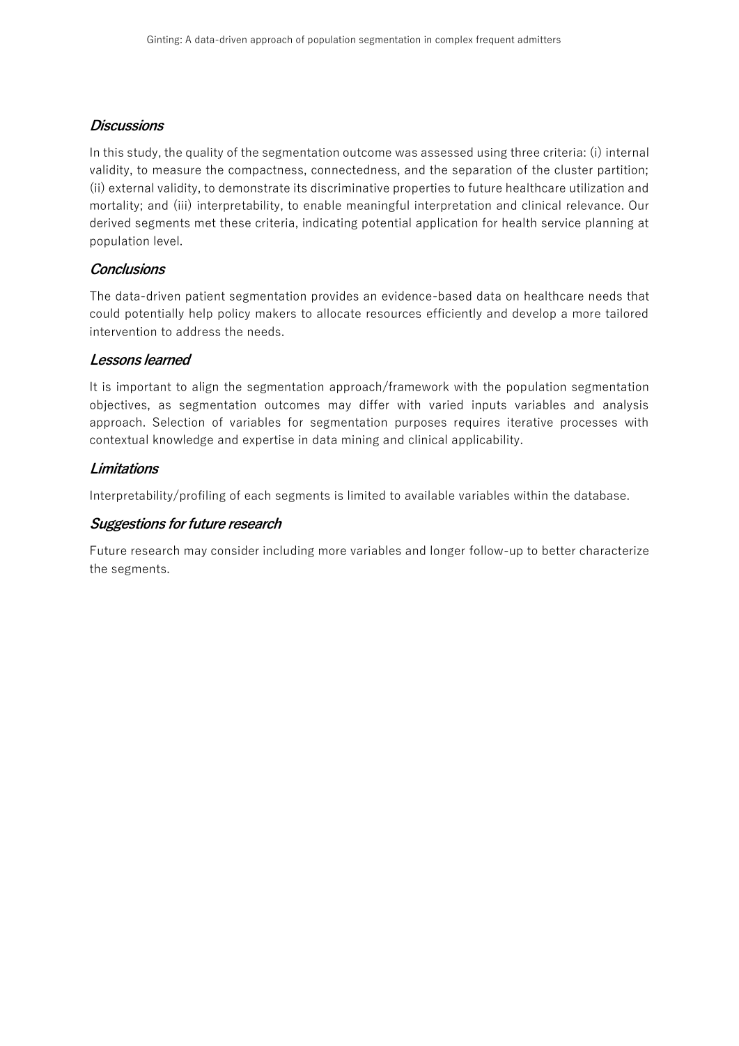### *Discussions*

In this study, the quality of the segmentation outcome was assessed using three criteria: (i) internal validity, to measure the compactness, connectedness, and the separation of the cluster partition; (ii) external validity, to demonstrate its discriminative properties to future healthcare utilization and mortality; and (iii) interpretability, to enable meaningful interpretation and clinical relevance. Our derived segments met these criteria, indicating potential application for health service planning at population level.

### *Conclusions*

The data-driven patient segmentation provides an evidence-based data on healthcare needs that could potentially help policy makers to allocate resources efficiently and develop a more tailored intervention to address the needs.

### *Lessons learned*

It is important to align the segmentation approach/framework with the population segmentation objectives, as segmentation outcomes may differ with varied inputs variables and analysis approach. Selection of variables for segmentation purposes requires iterative processes with contextual knowledge and expertise in data mining and clinical applicability.

### *Limitations*

Interpretability/profiling of each segments is limited to available variables within the database.

### *Suggestions for future research*

Future research may consider including more variables and longer follow-up to better characterize the segments.